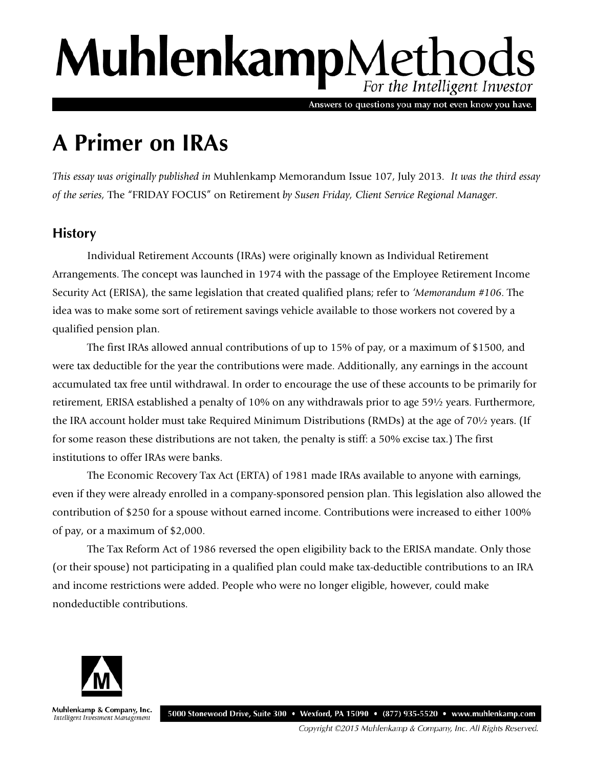# MuhlenkampMethods

*For the Intelligent Investor*

Answers to questions you may not even know you have.

# A Primer on IRAs

*This essay was originally published in* Muhlenkamp Memorandum Issue 107, July 2013. *It was the third essay of the series,* The "FRIDAY FOCUS" on Retirement *by Susen Friday, Client Service Regional Manager.*

## History

Individual Retirement Accounts (IRAs) were originally known as Individual Retirement Arrangements. The concept was launched in 1974 with the passage of the Employee Retirement Income Security Act (ERISA), the same legislation that created qualified plans; refer to *'Memorandum #106*. The idea was to make some sort of retirement savings vehicle available to those workers not covered by a qualified pension plan.

The first IRAs allowed annual contributions of up to 15% of pay, or a maximum of $1500, and were tax deductible for the year the contributions were made. Additionally, any earnings in the account accumulated tax free until withdrawal. In order to encourage the use of these accounts to be primarily for retirement, ERISA established a penalty of 10% on any withdrawals prior to age 59½ years. Furthermore, the IRA account holder must take Required Minimum Distributions (RMDs) at the age of 70½ years. (If for some reason these distributions are not taken, the penalty is stiff: a 50% excise tax.) The first institutions to offer IRAs were banks.

The Economic Recovery Tax Act (ERTA) of 1981 made IRAs available to anyone with earnings, even if they were already enrolled in a company-sponsored pension plan. This legislation also allowed the contribution of $250 for a spouse without earned income. Contributions were increased to either 100% of pay, or a maximum of $2,000.

The Tax Reform Act of 1986 reversed the open eligibility back to the ERISA mandate. Only those (or their spouse) not participating in a qualified plan could make tax-deductible contributions to an IRA and income restrictions were added. People who were no longer eligible, however, could make nondeductible contributions.

Muhlenkamp & Company, Inc.
*Intelligent Investment Management*

5000 Stonewood Drive, Suite 300 • Wexford, PA 15090 • (877) 935-5520 • www.muhlenkamp.com

*Copyright ©2015 Muhlenkamp & Company, Inc. All Rights Reserved.*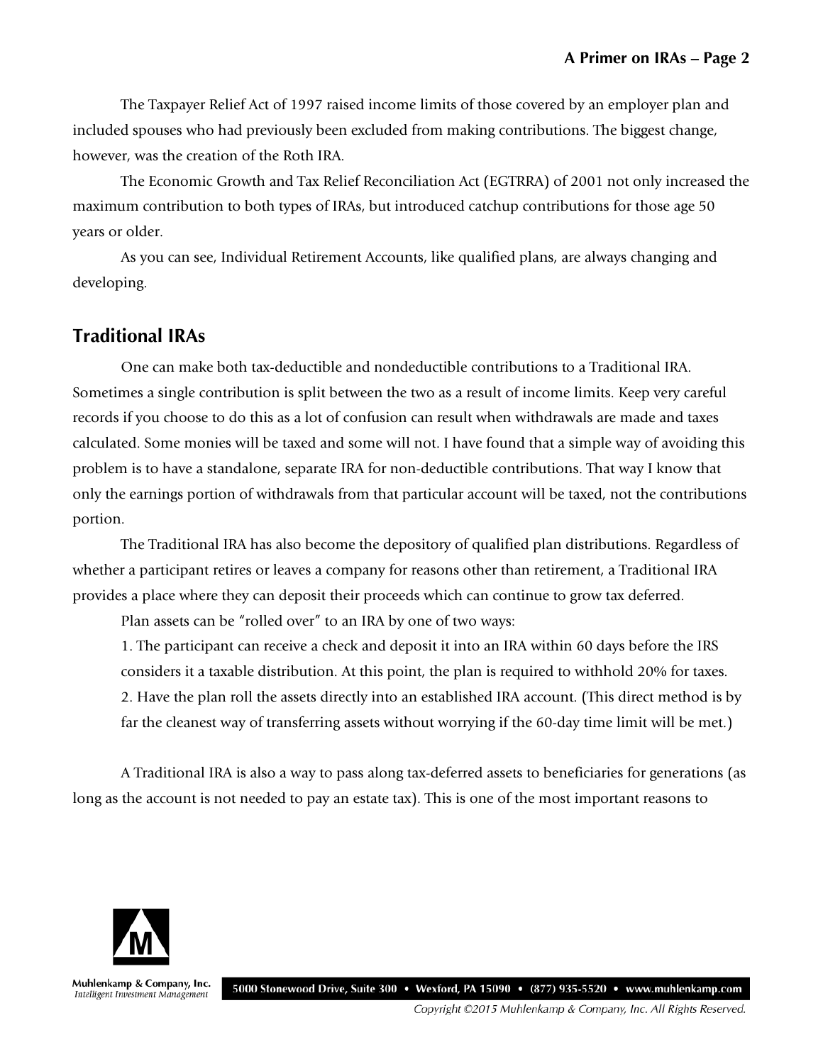The Taxpayer Relief Act of 1997 raised income limits of those covered by an employer plan and included spouses who had previously been excluded from making contributions. The biggest change, however, was the creation of the Roth IRA.

The Economic Growth and Tax Relief Reconciliation Act (EGTRRA) of 2001 not only increased the maximum contribution to both types of IRAs, but introduced catchup contributions for those age 50 years or older.

As you can see, Individual Retirement Accounts, like qualified plans, are always changing and developing.

## Traditional IRAs

One can make both tax-deductible and nondeductible contributions to a Traditional IRA. Sometimes a single contribution is split between the two as a result of income limits. Keep very careful records if you choose to do this as a lot of confusion can result when withdrawals are made and taxes calculated. Some monies will be taxed and some will not. I have found that a simple way of avoiding this problem is to have a standalone, separate IRA for non-deductible contributions. That way I know that only the earnings portion of withdrawals from that particular account will be taxed, not the contributions portion.

The Traditional IRA has also become the depository of qualified plan distributions. Regardless of whether a participant retires or leaves a company for reasons other than retirement, a Traditional IRA provides a place where they can deposit their proceeds which can continue to grow tax deferred.

Plan assets can be "rolled over" to an IRA by one of two ways:

1. The participant can receive a check and deposit it into an IRA within 60 days before the IRS considers it a taxable distribution. At this point, the plan is required to withhold 20% for taxes.
2. Have the plan roll the assets directly into an established IRA account. (This direct method is by far the cleanest way of transferring assets without worrying if the 60-day time limit will be met.)

A Traditional IRA is also a way to pass along tax-deferred assets to beneficiaries for generations (as long as the account is not needed to pay an estate tax). This is one of the most important reasons to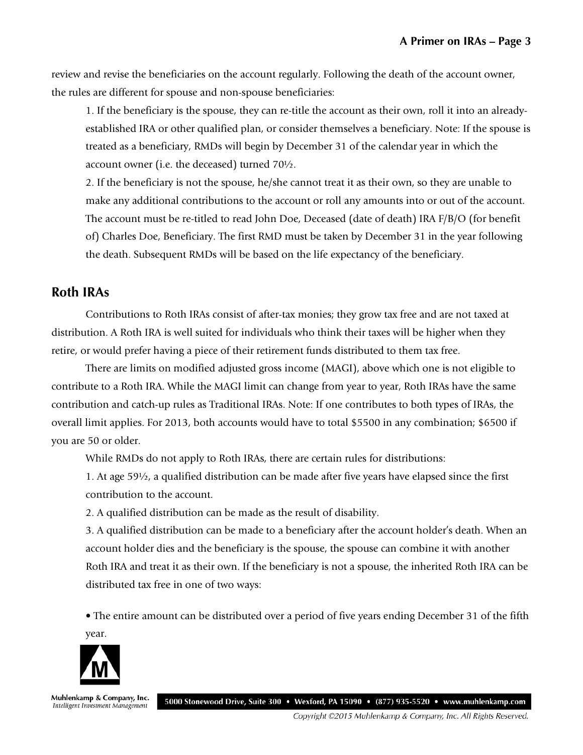review and revise the beneficiaries on the account regularly. Following the death of the account owner, the rules are different for spouse and non-spouse beneficiaries:

1. If the beneficiary is the spouse, they can re-title the account as their own, roll it into an already-established IRA or other qualified plan, or consider themselves a beneficiary. Note: If the spouse is treated as a beneficiary, RMDs will begin by December 31 of the calendar year in which the account owner (i.e. the deceased) turned 70½.
2. If the beneficiary is not the spouse, he/she cannot treat it as their own, so they are unable to make any additional contributions to the account or roll any amounts into or out of the account. The account must be re-titled to read John Doe, Deceased (date of death) IRA F/B/O (for benefit of) Charles Doe, Beneficiary. The first RMD must be taken by December 31 in the year following the death. Subsequent RMDs will be based on the life expectancy of the beneficiary.

## Roth IRAs

Contributions to Roth IRAs consist of after-tax monies; they grow tax free and are not taxed at distribution. A Roth IRA is well suited for individuals who think their taxes will be higher when they retire, or would prefer having a piece of their retirement funds distributed to them tax free.

There are limits on modified adjusted gross income (MAGI), above which one is not eligible to contribute to a Roth IRA. While the MAGI limit can change from year to year, Roth IRAs have the same contribution and catch-up rules as Traditional IRAs. Note: If one contributes to both types of IRAs, the overall limit applies. For 2013, both accounts would have to total $5500 in any combination; $6500 if you are 50 or older.

While RMDs do not apply to Roth IRAs, there are certain rules for distributions:

1. At age 59½, a qualified distribution can be made after five years have elapsed since the first contribution to the account.
2. A qualified distribution can be made as the result of disability.
3. A qualified distribution can be made to a beneficiary after the account holder's death. When an account holder dies and the beneficiary is the spouse, the spouse can combine it with another Roth IRA and treat it as their own. If the beneficiary is not a spouse, the inherited Roth IRA can be distributed tax free in one of two ways:

- The entire amount can be distributed over a period of five years ending December 31 of the fifth year.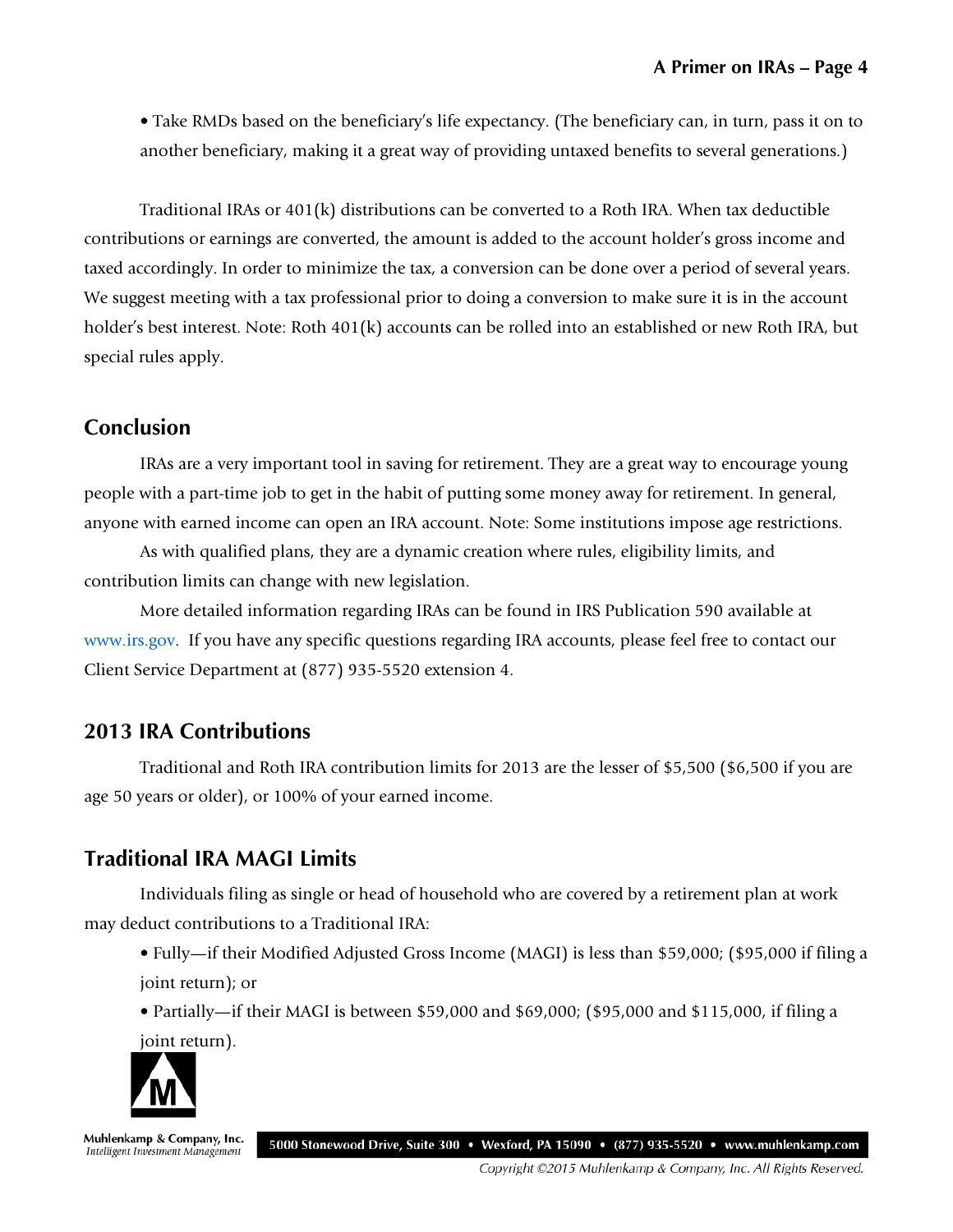• Take RMDs based on the beneficiary's life expectancy. (The beneficiary can, in turn, pass it on to another beneficiary, making it a great way of providing untaxed benefits to several generations.)

Traditional IRAs or 401(k) distributions can be converted to a Roth IRA. When tax deductible contributions or earnings are converted, the amount is added to the account holder's gross income and taxed accordingly. In order to minimize the tax, a conversion can be done over a period of several years. We suggest meeting with a tax professional prior to doing a conversion to make sure it is in the account holder's best interest. Note: Roth 401(k) accounts can be rolled into an established or new Roth IRA, but special rules apply.

## Conclusion

IRAs are a very important tool in saving for retirement. They are a great way to encourage young people with a part-time job to get in the habit of putting some money away for retirement. In general, anyone with earned income can open an IRA account. Note: Some institutions impose age restrictions.

As with qualified plans, they are a dynamic creation where rules, eligibility limits, and contribution limits can change with new legislation.

More detailed information regarding IRAs can be found in IRS Publication 590 available at www.irs.gov. If you have any specific questions regarding IRA accounts, please feel free to contact our Client Service Department at (877) 935-5520 extension 4.

## 2013 IRA Contributions

Traditional and Roth IRA contribution limits for 2013 are the lesser of $5,500 ($6,500 if you are age 50 years or older), or 100% of your earned income.

## Traditional IRA MAGI Limits

Individuals filing as single or head of household who are covered by a retirement plan at work may deduct contributions to a Traditional IRA:

- Fully—if their Modified Adjusted Gross Income (MAGI) is less than $59,000; ($95,000 if filing a joint return); or
- Partially—if their MAGI is between $59,000 and $69,000; ($95,000 and $115,000, if filing a joint return).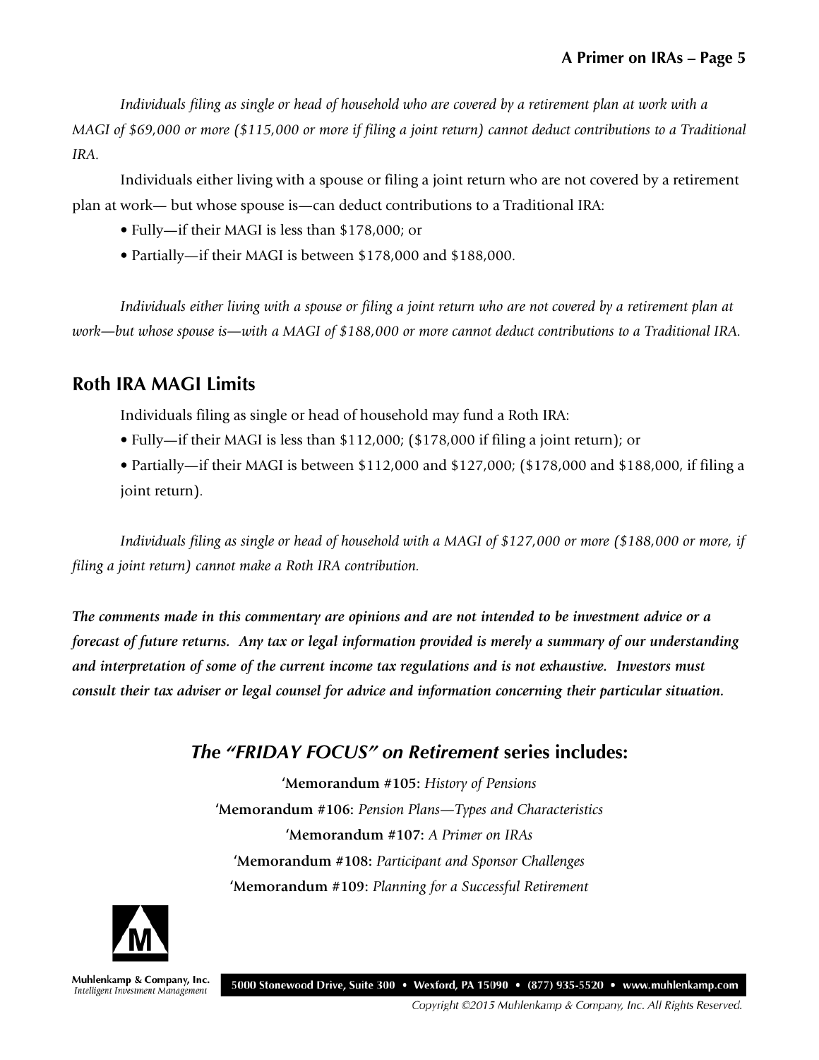*Individuals filing as single or head of household who are covered by a retirement plan at work with a MAGI of $69,000 or more ($115,000 or more if filing a joint return) cannot deduct contributions to a Traditional IRA.*

Individuals either living with a spouse or filing a joint return who are not covered by a retirement plan at work— but whose spouse is—can deduct contributions to a Traditional IRA:

- Fully—if their MAGI is less than $178,000; or
- Partially—if their MAGI is between $178,000 and $188,000.

*Individuals either living with a spouse or filing a joint return who are not covered by a retirement plan at work—but whose spouse is—with a MAGI of $188,000 or more cannot deduct contributions to a Traditional IRA.*

## Roth IRA MAGI Limits

Individuals filing as single or head of household may fund a Roth IRA:

- Fully—if their MAGI is less than $112,000; ($178,000 if filing a joint return); or
- Partially—if their MAGI is between $112,000 and $127,000; ($178,000 and $188,000, if filing a joint return).

*Individuals filing as single or head of household with a MAGI of $127,000 or more ($188,000 or more, if filing a joint return) cannot make a Roth IRA contribution.*

***The comments made in this commentary are opinions and are not intended to be investment advice or a forecast of future returns. Any tax or legal information provided is merely a summary of our understanding and interpretation of some of the current income tax regulations and is not exhaustive. Investors must consult their tax adviser or legal counsel for advice and information concerning their particular situation.***

## *The "FRIDAY FOCUS" on Retirement* series includes:

'**Memorandum #105:** *History of Pensions*

'**Memorandum #106:** *Pension Plans—Types and Characteristics*

'**Memorandum #107:** *A Primer on IRAs*

'**Memorandum #108:** *Participant and Sponsor Challenges*

'**Memorandum #109:** *Planning for a Successful Retirement*

Muhlenkamp & Company, Inc.
*Intelligent Investment Management*

5000 Stonewood Drive, Suite 300 • Wexford, PA 15090 • (877) 935-5520 • www.muhlenkamp.com

*Copyright ©2015 Muhlenkamp & Company, Inc. All Rights Reserved.*